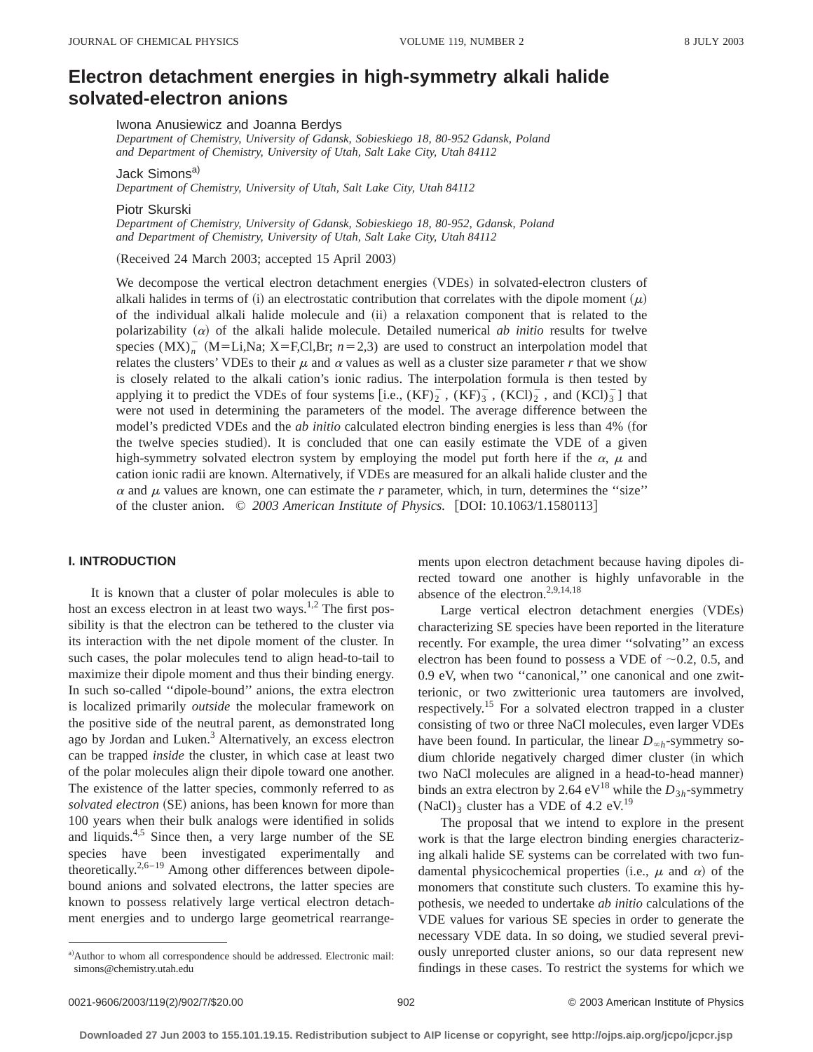# Electron detachment energies in high-symmetry alkali halide solvated-electron anions

Iwona Anusiewicz and Joanna Berdys
*Department of Chemistry, University of Gdansk, Sobieskiego 18, 80-952 Gdansk, Poland and Department of Chemistry, University of Utah, Salt Lake City, Utah 84112*

Jack Simons[a)]
*Department of Chemistry, University of Utah, Salt Lake City, Utah 84112*

Piotr Skurski
*Department of Chemistry, University of Gdansk, Sobieskiego 18, 80-952, Gdansk, Poland and Department of Chemistry, University of Utah, Salt Lake City, Utah 84112*

(Received 24 March 2003; accepted 15 April 2003)

We decompose the vertical electron detachment energies (VDEs) in solvated-electron clusters of alkali halides in terms of (i) an electrostatic contribution that correlates with the dipole moment ($\mu$) of the individual alkali halide molecule and (ii) a relaxation component that is related to the polarizability ($\alpha$) of the alkali halide molecule. Detailed numerical *ab initio* results for twelve species $(MX)_n^-$ (M=Li,Na; X=F,Cl,Br; $n$=2,3) are used to construct an interpolation model that relates the clusters' VDEs to their $\mu$ and $\alpha$ values as well as a cluster size parameter $r$ that we show is closely related to the alkali cation's ionic radius. The interpolation formula is then tested by applying it to predict the VDEs of four systems [i.e., $(KF)_2^-$, $(KF)_3^-$, $(KCl)_2^-$, and $(KCl)_3^-$] that were not used in determining the parameters of the model. The average difference between the model's predicted VDEs and the *ab initio* calculated electron binding energies is less than 4% (for the twelve species studied). It is concluded that one can easily estimate the VDE of a given high-symmetry solvated electron system by employing the model put forth here if the $\alpha$, $\mu$ and cation ionic radii are known. Alternatively, if VDEs are measured for an alkali halide cluster and the $\alpha$ and $\mu$ values are known, one can estimate the $r$ parameter, which, in turn, determines the ''size'' of the cluster anion. © *2003 American Institute of Physics.* [DOI: 10.1063/1.1580113]

## I. INTRODUCTION

It is known that a cluster of polar molecules is able to host an excess electron in at least two ways.[1,2] The first possibility is that the electron can be tethered to the cluster via its interaction with the net dipole moment of the cluster. In such cases, the polar molecules tend to align head-to-tail to maximize their dipole moment and thus their binding energy. In such so-called ''dipole-bound'' anions, the extra electron is localized primarily *outside* the molecular framework on the positive side of the neutral parent, as demonstrated long ago by Jordan and Luken.[3] Alternatively, an excess electron can be trapped *inside* the cluster, in which case at least two of the polar molecules align their dipole toward one another. The existence of the latter species, commonly referred to as *solvated electron* (SE) anions, has been known for more than 100 years when their bulk analogs were identified in solids and liquids.[4,5] Since then, a very large number of the SE species have been investigated experimentally and theoretically.[2,6–19] Among other differences between dipole-bound anions and solvated electrons, the latter species are known to possess relatively large vertical electron detachment energies and to undergo large geometrical rearrangements upon electron detachment because having dipoles directed toward one another is highly unfavorable in the absence of the electron.[2,9,14,18]

Large vertical electron detachment energies (VDEs) characterizing SE species have been reported in the literature recently. For example, the urea dimer ''solvating'' an excess electron has been found to possess a VDE of ~0.2, 0.5, and 0.9 eV, when two ''canonical,'' one canonical and one zwitterionic, or two zwitterionic urea tautomers are involved, respectively.[15] For a solvated electron trapped in a cluster consisting of two or three NaCl molecules, even larger VDEs have been found. In particular, the linear $D_{\infty h}$-symmetry sodium chloride negatively charged dimer cluster (in which two NaCl molecules are aligned in a head-to-head manner) binds an extra electron by 2.64 eV[18] while the $D_{3h}$-symmetry $(NaCl)_3$ cluster has a VDE of 4.2 eV.[19]

The proposal that we intend to explore in the present work is that the large electron binding energies characterizing alkali halide SE systems can be correlated with two fundamental physicochemical properties (i.e., $\mu$ and $\alpha$) of the monomers that constitute such clusters. To examine this hypothesis, we needed to undertake *ab initio* calculations of the VDE values for various SE species in order to generate the necessary VDE data. In so doing, we studied several previously unreported cluster anions, so our data represent new findings in these cases. To restrict the systems for which we

a)Author to whom all correspondence should be addressed. Electronic mail: simons@chemistry.utah.edu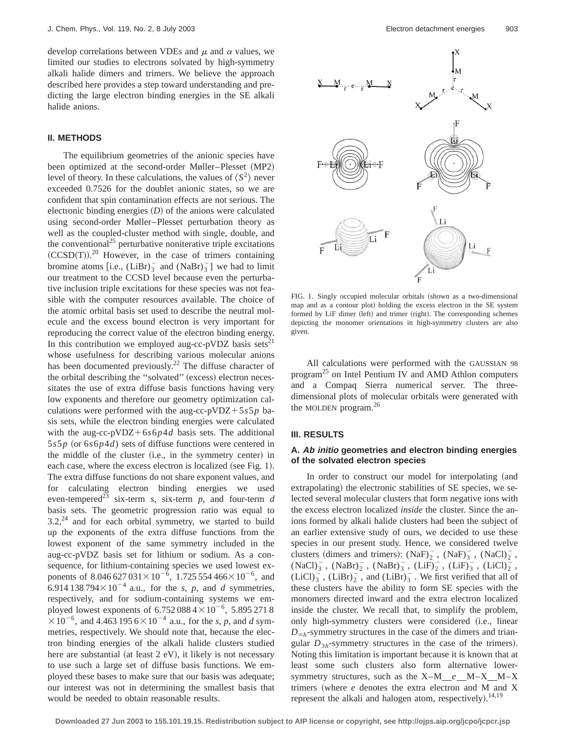develop correlations between VDEs and $\mu$ and $\alpha$ values, we limited our studies to electrons solvated by high-symmetry alkali halide dimers and trimers. We believe the approach described here provides a step toward understanding and predicting the large electron binding energies in the SE alkali halide anions.

## II. METHODS

The equilibrium geometries of the anionic species have been optimized at the second-order Møller–Plesset (MP2) level of theory. In these calculations, the values of $\langle S^2 \rangle$ never exceeded 0.7526 for the doublet anionic states, so we are confident that spin contamination effects are not serious. The electronic binding energies ($D$) of the anions were calculated using second-order Møller–Plesset perturbation theory as well as the coupled-cluster method with single, double, and the conventional[25] perturbative noniterative triple excitations (CCSD(T)).[20] However, in the case of trimers containing bromine atoms [i.e., $(\mathrm{LiBr})_3^-$ and $(\mathrm{NaBr})_3^-$] we had to limit our treatment to the CCSD level because even the perturbative inclusion triple excitations for these species was not feasible with the computer resources available. The choice of the atomic orbital basis set used to describe the neutral molecule and the excess bound electron is very important for reproducing the correct value of the electron binding energy. In this contribution we employed aug-cc-pVDZ basis sets[21] whose usefulness for describing various molecular anions has been documented previously.[22] The diffuse character of the orbital describing the "solvated" (excess) electron necessitates the use of extra diffuse basis functions having very low exponents and therefore our geometry optimization calculations were performed with the aug-cc-pVDZ+5$s$5$p$ basis sets, while the electron binding energies were calculated with the aug-cc-pVDZ+6$s$6$p$4$d$ basis sets. The additional 5$s$5$p$ (or 6$s$6$p$4$d$) sets of diffuse functions were centered in the middle of the cluster (i.e., in the symmetry center) in each case, where the excess electron is localized (see Fig. 1). The extra diffuse functions do not share exponent values, and for calculating electron binding energies we used even-tempered[23] six-term $s$, six-term $p$, and four-term $d$ basis sets. The geometric progression ratio was equal to 3.2,[24] and for each orbital symmetry, we started to build up the exponents of the extra diffuse functions from the lowest exponent of the same symmetry included in the aug-cc-pVDZ basis set for lithium or sodium. As a consequence, for lithium-containing species we used lowest exponents of $8.046\,627\,031\times10^{-6}$, $1.725\,554\,466\times10^{-6}$, and $6.914\,138\,794\times10^{-4}$ a.u., for the $s$, $p$, and $d$ symmetries, respectively, and for sodium-containing systems we employed lowest exponents of $6.752\,088\,4\times10^{-6}$, $5.895\,271\,8\times10^{-6}$, and $4.463\,195\,6\times10^{-4}$ a.u., for the $s$, $p$, and $d$ symmetries, respectively. We should note that, because the electron binding energies of the alkali halides studied here are substantial (at least 2 eV), it likely is not necessary to use such a large set of diffuse basis functions. We employed these bases to make sure that our basis was adequate; our interest was not in determining the smallest basis that would be needed to obtain reasonable results.

FIG. 1. Singly occupied molecular orbitals (shown as a two-dimensional map and as a contour plot) holding the excess electron in the SE system formed by LiF dimer (left) and trimer (right). The corresponding schemes depicting the monomer orientations in high-symmetry clusters are also given.

All calculations were performed with the GAUSSIAN 98 program[25] on Intel Pentium IV and AMD Athlon computers and a Compaq Sierra numerical server. The three-dimensional plots of molecular orbitals were generated with the MOLDEN program.[26]

## III. RESULTS

### A. *Ab initio* geometries and electron binding energies of the solvated electron species

In order to construct our model for interpolating (and extrapolating) the electronic stabilities of SE species, we selected several molecular clusters that form negative ions with the excess electron localized *inside* the cluster. Since the anions formed by alkali halide clusters had been the subject of an earlier extensive study of ours, we decided to use these species in our present study. Hence, we considered twelve clusters (dimers and trimers): $(\mathrm{NaF})_2^-$, $(\mathrm{NaF})_3^-$, $(\mathrm{NaCl})_2^-$, $(\mathrm{NaCl})_3^-$, $(\mathrm{NaBr})_2^-$, $(\mathrm{NaBr})_3^-$, $(\mathrm{LiF})_2^-$, $(\mathrm{LiF})_3^-$, $(\mathrm{LiCl})_2^-$, $(\mathrm{LiCl})_3^-$, $(\mathrm{LiBr})_2^-$, and $(\mathrm{LiBr})_3^-$. We first verified that all of these clusters have the ability to form SE species with the monomers directed inward and the extra electron localized inside the cluster. We recall that, to simplify the problem, only high-symmetry clusters were considered (i.e., linear $D_{\infty h}$-symmetry structures in the case of the dimers and triangular $D_{3h}$-symmetry structures in the case of the trimers). Noting this limitation is important because it is known that at least some such clusters also form alternative lower-symmetry structures, such as the X–M__$e$__M–X__M–X trimers (where $e$ denotes the extra electron and M and X represent the alkali and halogen atom, respectively).[14,19]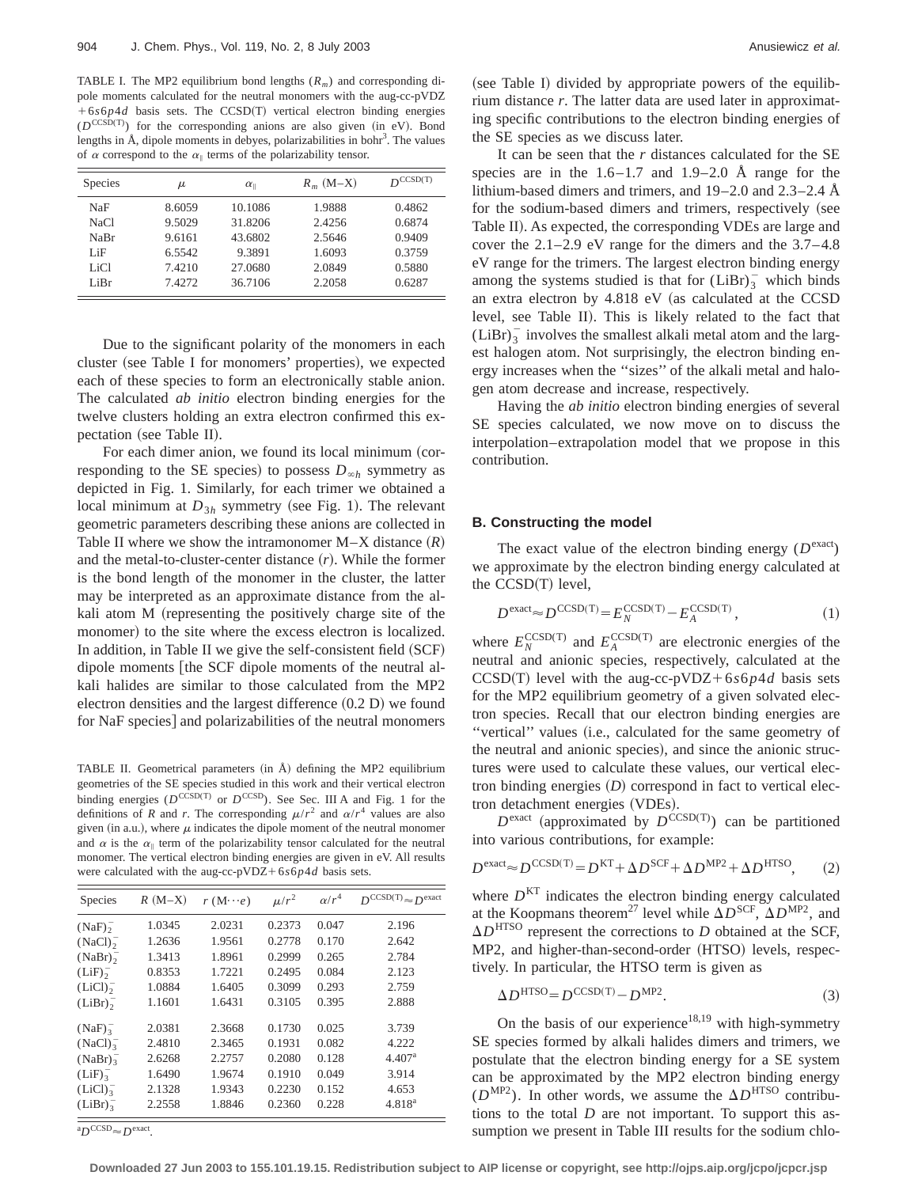TABLE I. The MP2 equilibrium bond lengths ($R_m$) and corresponding dipole moments calculated for the neutral monomers with the aug-cc-pVDZ $+6s6p4d$ basis sets. The CCSD(T) vertical electron binding energies ($D^{\mathrm{CCSD(T)}}$) for the corresponding anions are also given (in eV). Bond lengths in Å, dipole moments in debyes, polarizabilities in bohr$^3$. The values of $\alpha$ correspond to the $\alpha_{\parallel}$ terms of the polarizability tensor.

| Species | $\mu$ | $\alpha_{\parallel}$ | $R_m$ (M–X) | $D^{\mathrm{CCSD(T)}}$ |
|---|---|---|---|---|
| NaF | 8.6059 | 10.1086 | 1.9888 | 0.4862 |
| NaCl | 9.5029 | 31.8206 | 2.4256 | 0.6874 |
| NaBr | 9.6161 | 43.6802 | 2.5646 | 0.9409 |
| LiF | 6.5542 | 9.3891 | 1.6093 | 0.3759 |
| LiCl | 7.4210 | 27.0680 | 2.0849 | 0.5880 |
| LiBr | 7.4272 | 36.7106 | 2.2058 | 0.6287 |

Due to the significant polarity of the monomers in each cluster (see Table I for monomers' properties), we expected each of these species to form an electronically stable anion. The calculated *ab initio* electron binding energies for the twelve clusters holding an extra electron confirmed this expectation (see Table II).

For each dimer anion, we found its local minimum (corresponding to the SE species) to possess $D_{\infty h}$ symmetry as depicted in Fig. 1. Similarly, for each trimer we obtained a local minimum at $D_{3h}$ symmetry (see Fig. 1). The relevant geometric parameters describing these anions are collected in Table II where we show the intramonomer M–X distance ($R$) and the metal-to-cluster-center distance ($r$). While the former is the bond length of the monomer in the cluster, the latter may be interpreted as an approximate distance from the alkali atom M (representing the positively charge site of the monomer) to the site where the excess electron is localized. In addition, in Table II we give the self-consistent field (SCF) dipole moments [the SCF dipole moments of the neutral alkali halides are similar to those calculated from the MP2 electron densities and the largest difference (0.2 D) we found for NaF species] and polarizabilities of the neutral monomers (see Table I) divided by appropriate powers of the equilibrium distance $r$. The latter data are used later in approximating specific contributions to the electron binding energies of the SE species as we discuss later.

TABLE II. Geometrical parameters (in Å) defining the MP2 equilibrium geometries of the SE species studied in this work and their vertical electron binding energies ($D^{\mathrm{CCSD(T)}}$ or $D^{\mathrm{CCSD}}$). See Sec. III A and Fig. 1 for the definitions of $R$ and $r$. The corresponding $\mu/r^2$ and $\alpha/r^4$ values are also given (in a.u.), where $\mu$ indicates the dipole moment of the neutral monomer and $\alpha$ is the $\alpha_{\parallel}$ term of the polarizability tensor calculated for the neutral monomer. The vertical electron binding energies are given in eV. All results were calculated with the aug-cc-pVDZ$+6s6p4d$ basis sets.

| Species | $R$ (M–X) | $r$ (M$\cdots e$) | $\mu/r^2$ | $\alpha/r^4$ | $D^{\mathrm{CCSD(T)}}\approx D^{\mathrm{exact}}$ |
|---|---|---|---|---|---|
| $(\mathrm{NaF})_2^-$ | 1.0345 | 2.0231 | 0.2373 | 0.047 | 2.196 |
| $(\mathrm{NaCl})_2^-$ | 1.2636 | 1.9561 | 0.2778 | 0.170 | 2.642 |
| $(\mathrm{NaBr})_2^-$ | 1.3413 | 1.8961 | 0.2999 | 0.265 | 2.784 |
| $(\mathrm{LiF})_2^-$ | 0.8353 | 1.7221 | 0.2495 | 0.084 | 2.123 |
| $(\mathrm{LiCl})_2^-$ | 1.0884 | 1.6405 | 0.3099 | 0.293 | 2.759 |
| $(\mathrm{LiBr})_2^-$ | 1.1601 | 1.6431 | 0.3105 | 0.395 | 2.888 |
| $(\mathrm{NaF})_3^-$ | 2.0381 | 2.3668 | 0.1730 | 0.025 | 3.739 |
| $(\mathrm{NaCl})_3^-$ | 2.4810 | 2.3465 | 0.1931 | 0.082 | 4.222 |
| $(\mathrm{NaBr})_3^-$ | 2.6268 | 2.2757 | 0.2080 | 0.128 | 4.407[a] |
| $(\mathrm{LiF})_3^-$ | 1.6490 | 1.9674 | 0.1910 | 0.049 | 3.914 |
| $(\mathrm{LiCl})_3^-$ | 2.1328 | 1.9343 | 0.2230 | 0.152 | 4.653 |
| $(\mathrm{LiBr})_3^-$ | 2.2558 | 1.8846 | 0.2360 | 0.228 | 4.818[a] |

[a]$D^{\mathrm{CCSD}}\approx D^{\mathrm{exact}}$.

It can be seen that the $r$ distances calculated for the SE species are in the 1.6–1.7 and 1.9–2.0 Å range for the lithium-based dimers and trimers, and 19–2.0 and 2.3–2.4 Å for the sodium-based dimers and trimers, respectively (see Table II). As expected, the corresponding VDEs are large and cover the 2.1–2.9 eV range for the dimers and the 3.7–4.8 eV range for the trimers. The largest electron binding energy among the systems studied is that for $(\mathrm{LiBr})_3^-$ which binds an extra electron by 4.818 eV (as calculated at the CCSD level, see Table II). This is likely related to the fact that $(\mathrm{LiBr})_3^-$ involves the smallest alkali metal atom and the largest halogen atom. Not surprisingly, the electron binding energy increases when the "sizes" of the alkali metal and halogen atom decrease and increase, respectively.

Having the *ab initio* electron binding energies of several SE species calculated, we now move on to discuss the interpolation–extrapolation model that we propose in this contribution.

### B. Constructing the model

The exact value of the electron binding energy ($D^{\mathrm{exact}}$) we approximate by the electron binding energy calculated at the CCSD(T) level,

$$D^{\mathrm{exact}}\approx D^{\mathrm{CCSD(T)}}=E_N^{\mathrm{CCSD(T)}}-E_A^{\mathrm{CCSD(T)}}, \tag{1}$$

where $E_N^{\mathrm{CCSD(T)}}$ and $E_A^{\mathrm{CCSD(T)}}$ are electronic energies of the neutral and anionic species, respectively, calculated at the CCSD(T) level with the aug-cc-pVDZ$+6s6p4d$ basis sets for the MP2 equilibrium geometry of a given solvated electron species. Recall that our electron binding energies are "vertical" values (i.e., calculated for the same geometry of the neutral and anionic species), and since the anionic structures were used to calculate these values, our vertical electron binding energies ($D$) correspond in fact to vertical electron detachment energies (VDEs).

$D^{\mathrm{exact}}$ (approximated by $D^{\mathrm{CCSD(T)}}$) can be partitioned into various contributions, for example:

$$D^{\mathrm{exact}}\approx D^{\mathrm{CCSD(T)}}=D^{\mathrm{KT}}+\Delta D^{\mathrm{SCF}}+\Delta D^{\mathrm{MP2}}+\Delta D^{\mathrm{HTSO}}, \tag{2}$$

where $D^{\mathrm{KT}}$ indicates the electron binding energy calculated at the Koopmans theorem[27] level while $\Delta D^{\mathrm{SCF}}$, $\Delta D^{\mathrm{MP2}}$, and $\Delta D^{\mathrm{HTSO}}$ represent the corrections to $D$ obtained at the SCF, MP2, and higher-than-second-order (HTSO) levels, respectively. In particular, the HTSO term is given as

$$\Delta D^{\mathrm{HTSO}}=D^{\mathrm{CCSD(T)}}-D^{\mathrm{MP2}}. \tag{3}$$

On the basis of our experience[18,19] with high-symmetry SE species formed by alkali halides dimers and trimers, we postulate that the electron binding energy for a SE system can be approximated by the MP2 electron binding energy ($D^{\mathrm{MP2}}$). In other words, we assume the $\Delta D^{\mathrm{HTSO}}$ contributions to the total $D$ are not important. To support this assumption we present in Table III results for the sodium chlo-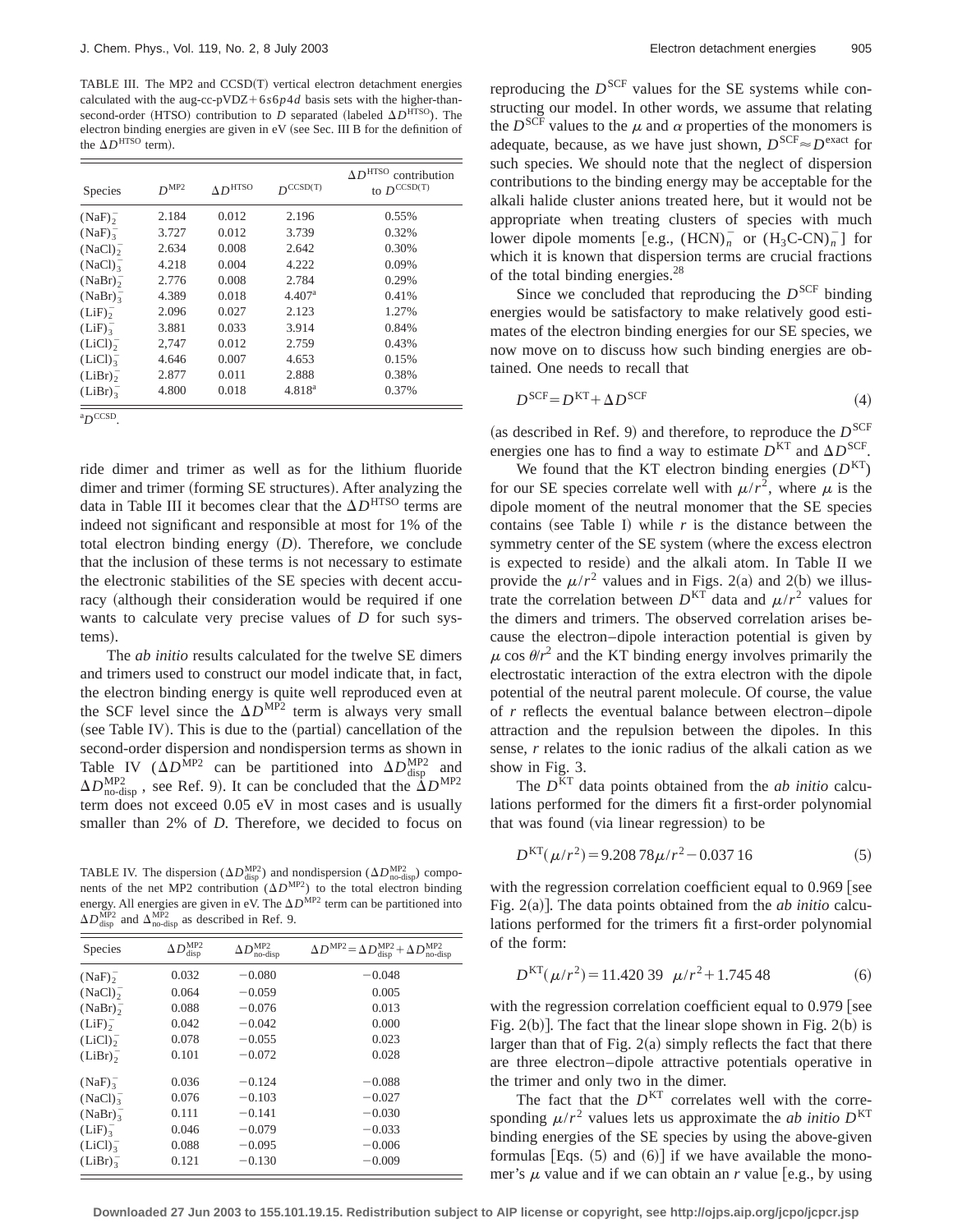TABLE III. The MP2 and CCSD(T) vertical electron detachment energies calculated with the aug-cc-pVDZ+6s6p4d basis sets with the higher-than-second-order (HTSO) contribution to $D$ separated (labeled $\Delta D^{\mathrm{HTSO}}$). The electron binding energies are given in eV (see Sec. III B for the definition of the $\Delta D^{\mathrm{HTSO}}$ term).

| Species | $D^{\mathrm{MP2}}$ | $\Delta D^{\mathrm{HTSO}}$ | $D^{\mathrm{CCSD(T)}}$ | $\Delta D^{\mathrm{HTSO}}$ contribution to $D^{\mathrm{CCSD(T)}}$ |
|---|---|---|---|---|
| $(NaF)_2^-$ | 2.184 | 0.012 | 2.196 | 0.55% |
| $(NaF)_3^-$ | 3.727 | 0.012 | 3.739 | 0.32% |
| $(NaCl)_2^-$ | 2.634 | 0.008 | 2.642 | 0.30% |
| $(NaCl)_3^-$ | 4.218 | 0.004 | 4.222 | 0.09% |
| $(NaBr)_2^-$ | 2.776 | 0.008 | 2.784 | 0.29% |
| $(NaBr)_3^-$ | 4.389 | 0.018 | 4.407[a] | 0.41% |
| $(LiF)_2^-$ | 2.096 | 0.027 | 2.123 | 1.27% |
| $(LiF)_3^-$ | 3.881 | 0.033 | 3.914 | 0.84% |
| $(LiCl)_2^-$ | 2,747 | 0.012 | 2.759 | 0.43% |
| $(LiCl)_3^-$ | 4.646 | 0.007 | 4.653 | 0.15% |
| $(LiBr)_2^-$ | 2.877 | 0.011 | 2.888 | 0.38% |
| $(LiBr)_3^-$ | 4.800 | 0.018 | 4.818[a] | 0.37% |

[a]$D^{\mathrm{CCSD}}$.

ride dimer and trimer as well as for the lithium fluoride dimer and trimer (forming SE structures). After analyzing the data in Table III it becomes clear that the $\Delta D^{\mathrm{HTSO}}$ terms are indeed not significant and responsible at most for 1% of the total electron binding energy ($D$). Therefore, we conclude that the inclusion of these terms is not necessary to estimate the electronic stabilities of the SE species with decent accuracy (although their consideration would be required if one wants to calculate very precise values of $D$ for such systems).

The *ab initio* results calculated for the twelve SE dimers and trimers used to construct our model indicate that, in fact, the electron binding energy is quite well reproduced even at the SCF level since the $\Delta D^{\mathrm{MP2}}$ term is always very small (see Table IV). This is due to the (partial) cancellation of the second-order dispersion and nondispersion terms as shown in Table IV ($\Delta D^{\mathrm{MP2}}$ can be partitioned into $\Delta D^{\mathrm{MP2}}_{\mathrm{disp}}$ and $\Delta D^{\mathrm{MP2}}_{\mathrm{no\text{-}disp}}$, see Ref. 9). It can be concluded that the $\Delta D^{\mathrm{MP2}}$ term does not exceed 0.05 eV in most cases and is usually smaller than 2% of $D$. Therefore, we decided to focus on

TABLE IV. The dispersion ($\Delta D^{\mathrm{MP2}}_{\mathrm{disp}}$) and nondispersion ($\Delta D^{\mathrm{MP2}}_{\mathrm{no\text{-}disp}}$) components of the net MP2 contribution ($\Delta D^{\mathrm{MP2}}$) to the total electron binding energy. All energies are given in eV. The $\Delta D^{\mathrm{MP2}}$ term can be partitioned into $\Delta D^{\mathrm{MP2}}_{\mathrm{disp}}$ and $\Delta^{\mathrm{MP2}}_{\mathrm{no\text{-}disp}}$ as described in Ref. 9.

| Species | $\Delta D^{\mathrm{MP2}}_{\mathrm{disp}}$ | $\Delta D^{\mathrm{MP2}}_{\mathrm{no\text{-}disp}}$ | $\Delta D^{\mathrm{MP2}} = \Delta D^{\mathrm{MP2}}_{\mathrm{disp}} + \Delta D^{\mathrm{MP2}}_{\mathrm{no\text{-}disp}}$ |
|---|---|---|---|
| $(NaF)_2^-$ | 0.032 | −0.080 | −0.048 |
| $(NaCl)_2^-$ | 0.064 | −0.059 | 0.005 |
| $(NaBr)_2^-$ | 0.088 | −0.076 | 0.013 |
| $(LiF)_2^-$ | 0.042 | −0.042 | 0.000 |
| $(LiCl)_2^-$ | 0.078 | −0.055 | 0.023 |
| $(LiBr)_2^-$ | 0.101 | −0.072 | 0.028 |
| $(NaF)_3^-$ | 0.036 | −0.124 | −0.088 |
| $(NaCl)_3^-$ | 0.076 | −0.103 | −0.027 |
| $(NaBr)_3^-$ | 0.111 | −0.141 | −0.030 |
| $(LiF)_3^-$ | 0.046 | −0.079 | −0.033 |
| $(LiCl)_3^-$ | 0.088 | −0.095 | −0.006 |
| $(LiBr)_3^-$ | 0.121 | −0.130 | −0.009 |

reproducing the $D^{\mathrm{SCF}}$ values for the SE systems while constructing our model. In other words, we assume that relating the $D^{\mathrm{SCF}}$ values to the $\mu$ and $\alpha$ properties of the monomers is adequate, because, as we have just shown, $D^{\mathrm{SCF}} \approx D^{\mathrm{exact}}$ for such species. We should note that the neglect of dispersion contributions to the binding energy may be acceptable for the alkali halide cluster anions treated here, but it would not be appropriate when treating clusters of species with much lower dipole moments [e.g., $(HCN)_n^-$ or $(H_3C\text{-}CN)_n^-$] for which it is known that dispersion terms are crucial fractions of the total binding energies.[28]

Since we concluded that reproducing the $D^{\mathrm{SCF}}$ binding energies would be satisfactory to make relatively good estimates of the electron binding energies for our SE species, we now move on to discuss how such binding energies are obtained. One needs to recall that

$$D^{\mathrm{SCF}} = D^{\mathrm{KT}} + \Delta D^{\mathrm{SCF}} \tag{4}$$

(as described in Ref. 9) and therefore, to reproduce the $D^{\mathrm{SCF}}$ energies one has to find a way to estimate $D^{\mathrm{KT}}$ and $\Delta D^{\mathrm{SCF}}$.

We found that the KT electron binding energies ($D^{\mathrm{KT}}$) for our SE species correlate well with $\mu/r^2$, where $\mu$ is the dipole moment of the neutral monomer that the SE species contains (see Table I) while $r$ is the distance between the symmetry center of the SE system (where the excess electron is expected to reside) and the alkali atom. In Table II we provide the $\mu/r^2$ values and in Figs. 2(a) and 2(b) we illustrate the correlation between $D^{\mathrm{KT}}$ data and $\mu/r^2$ values for the dimers and trimers. The observed correlation arises because the electron–dipole interaction potential is given by $\mu \cos \theta/r^2$ and the KT binding energy involves primarily the electrostatic interaction of the extra electron with the dipole potential of the neutral parent molecule. Of course, the value of $r$ reflects the eventual balance between electron–dipole attraction and the repulsion between the dipoles. In this sense, $r$ relates to the ionic radius of the alkali cation as we show in Fig. 3.

The $D^{\mathrm{KT}}$ data points obtained from the *ab initio* calculations performed for the dimers fit a first-order polynomial that was found (via linear regression) to be

$$D^{\mathrm{KT}}(\mu/r^2) = 9.208\,78 \mu/r^2 - 0.037\,16 \tag{5}$$

with the regression correlation coefficient equal to 0.969 [see Fig. 2(a)]. The data points obtained from the *ab initio* calculations performed for the trimers fit a first-order polynomial of the form:

$$D^{\mathrm{KT}}(\mu/r^2) = 11.420\,39 \quad \mu/r^2 + 1.745\,48 \tag{6}$$

with the regression correlation coefficient equal to 0.979 [see Fig. 2(b)]. The fact that the linear slope shown in Fig. 2(b) is larger than that of Fig. 2(a) simply reflects the fact that there are three electron–dipole attractive potentials operative in the trimer and only two in the dimer.

The fact that the $D^{\mathrm{KT}}$ correlates well with the corresponding $\mu/r^2$ values lets us approximate the *ab initio* $D^{\mathrm{KT}}$ binding energies of the SE species by using the above-given formulas [Eqs. (5) and (6)] if we have available the monomer's $\mu$ value and if we can obtain an $r$ value [e.g., by using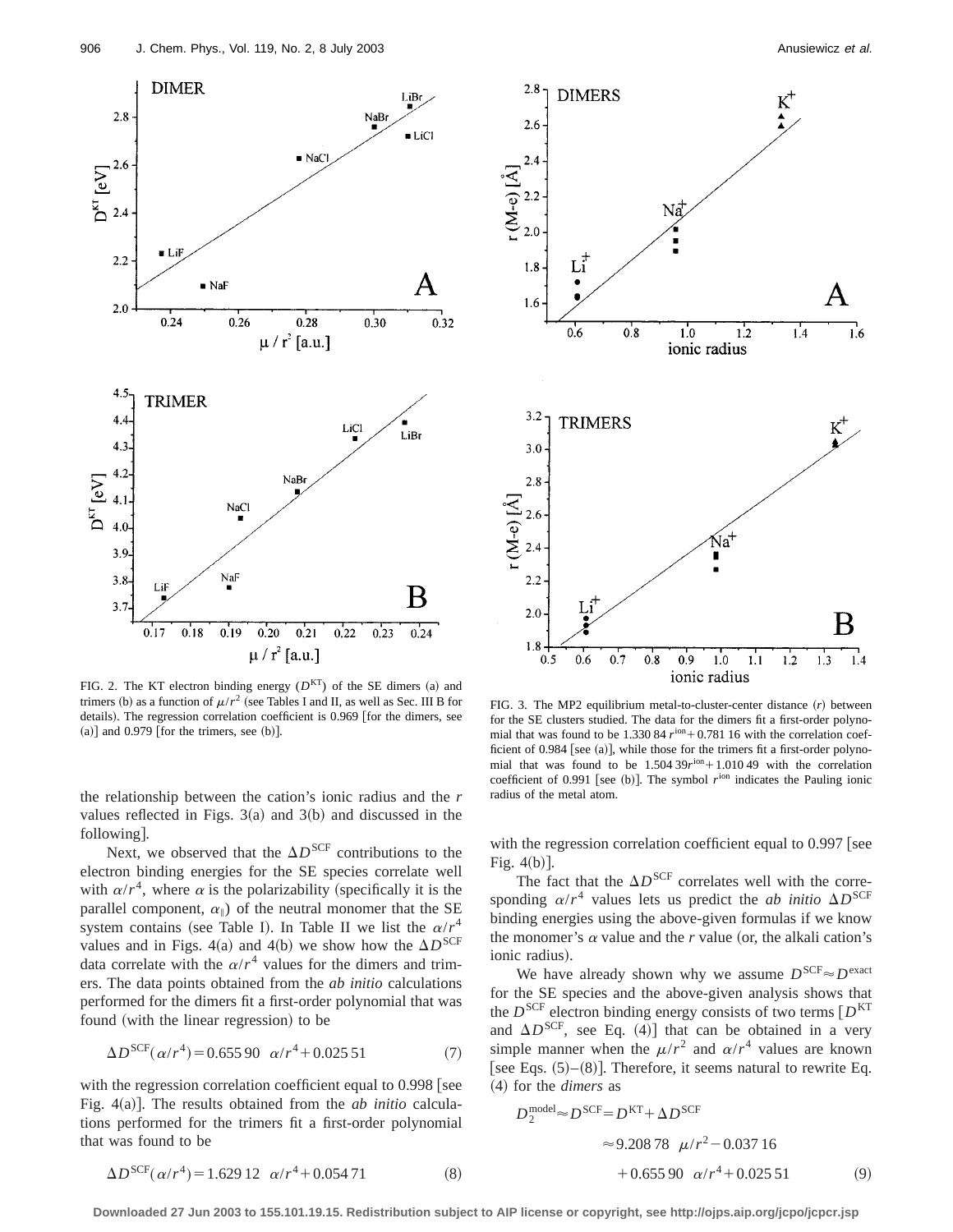FIG. 2. The KT electron binding energy ($D^{KT}$) of the SE dimers (a) and trimers (b) as a function of $\mu/r^2$ (see Tables I and II, as well as Sec. III B for details). The regression correlation coefficient is 0.969 [for the dimers, see (a)] and 0.979 [for the trimers, see (b)].

FIG. 3. The MP2 equilibrium metal-to-cluster-center distance ($r$) between for the SE clusters studied. The data for the dimers fit a first-order polynomial that was found to be $1.330\,84\,r^{\text{ion}}+0.781\,16$ with the correlation coefficient of 0.984 [see (a)], while those for the trimers fit a first-order polynomial that was found to be $1.504\,39 r^{\text{ion}}+1.010\,49$ with the correlation coefficient of 0.991 [see (b)]. The symbol $r^{\text{ion}}$ indicates the Pauling ionic radius of the metal atom.

the relationship between the cation's ionic radius and the $r$ values reflected in Figs. 3(a) and 3(b) and discussed in the following].

Next, we observed that the $\Delta D^{\text{SCF}}$ contributions to the electron binding energies for the SE species correlate well with $\alpha/r^4$, where $\alpha$ is the polarizability (specifically it is the parallel component, $\alpha_{\parallel}$) of the neutral monomer that the SE system contains (see Table I). In Table II we list the $\alpha/r^4$ values and in Figs. 4(a) and 4(b) we show how the $\Delta D^{\text{SCF}}$ data correlate with the $\alpha/r^4$ values for the dimers and trimers. The data points obtained from the *ab initio* calculations performed for the dimers fit a first-order polynomial that was found (with the linear regression) to be

$$\Delta D^{\text{SCF}}(\alpha/r^4)=0.655\,90 \quad \alpha/r^4+0.025\,51 \tag{7}$$

with the regression correlation coefficient equal to 0.998 [see Fig. 4(a)]. The results obtained from the *ab initio* calculations performed for the trimers fit a first-order polynomial that was found to be

$$\Delta D^{\text{SCF}}(\alpha/r^4)=1.629\,12 \quad \alpha/r^4+0.054\,71 \tag{8}$$

with the regression correlation coefficient equal to 0.997 [see Fig. 4(b)].

The fact that the $\Delta D^{\text{SCF}}$ correlates well with the corresponding $\alpha/r^4$ values lets us predict the *ab initio* $\Delta D^{\text{SCF}}$ binding energies using the above-given formulas if we know the monomer's $\alpha$ value and the $r$ value (or, the alkali cation's ionic radius).

We have already shown why we assume $D^{\text{SCF}}\approx D^{\text{exact}}$ for the SE species and the above-given analysis shows that the $D^{\text{SCF}}$ electron binding energy consists of two terms [$D^{\text{KT}}$ and $\Delta D^{\text{SCF}}$, see Eq. (4)] that can be obtained in a very simple manner when the $\mu/r^2$ and $\alpha/r^4$ values are known [see Eqs. (5)–(8)]. Therefore, it seems natural to rewrite Eq. (4) for the *dimers* as

$$\begin{aligned} D_2^{\text{model}} &\approx D^{\text{SCF}} = D^{\text{KT}} + \Delta D^{\text{SCF}} \\ &\approx 9.208\,78 \quad \mu/r^2 - 0.037\,16 \\ &\quad + 0.655\,90 \quad \alpha/r^4 + 0.025\,51 \end{aligned} \tag{9}$$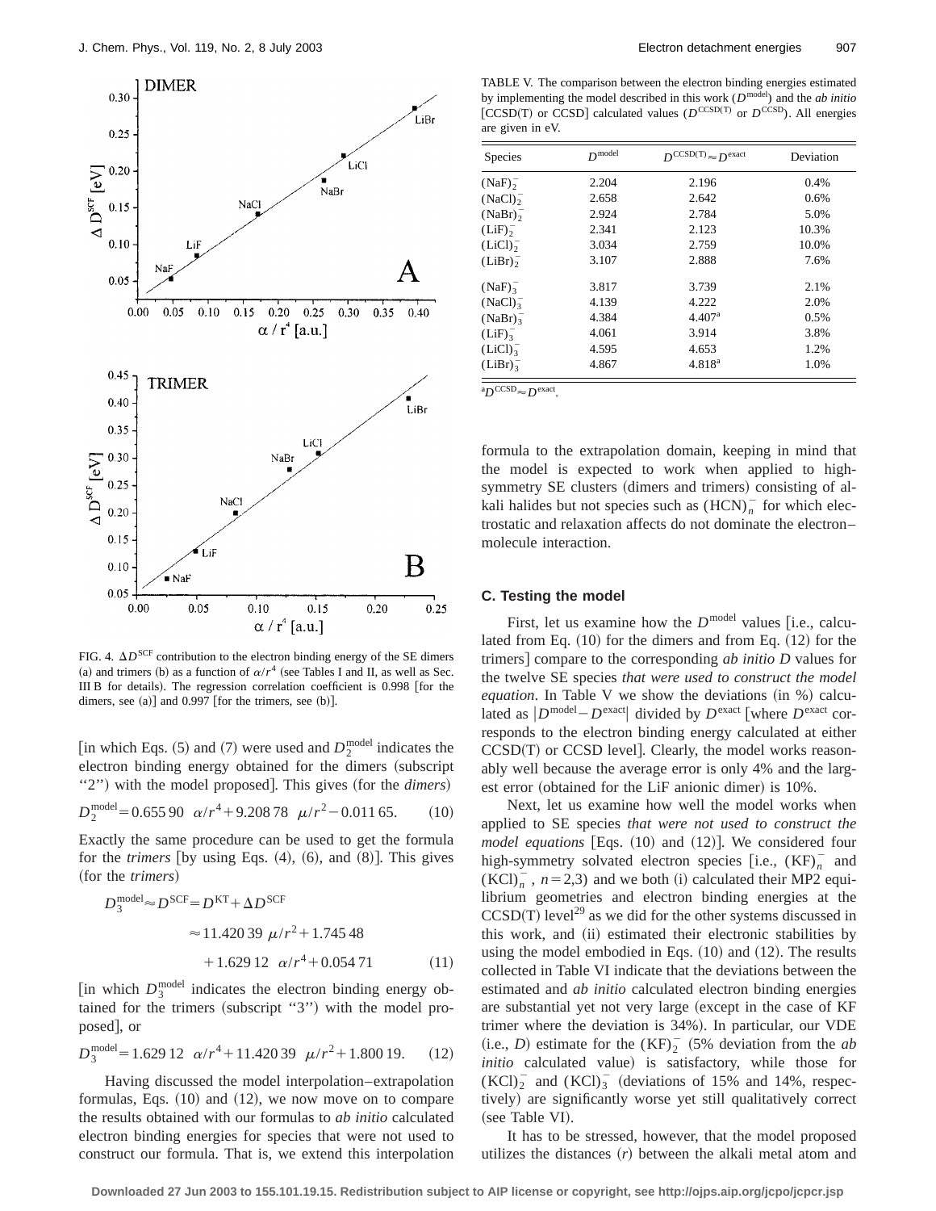FIG. 4. $\Delta D^{\rm SCF}$ contribution to the electron binding energy of the SE dimers (a) and trimers (b) as a function of $\alpha/r^4$ (see Tables I and II, as well as Sec. III B for details). The regression correlation coefficient is 0.998 [for the dimers, see (a)] and 0.997 [for the trimers, see (b)].

[in which Eqs. (5) and (7) were used and $D_2^{\rm model}$ indicates the electron binding energy obtained for the dimers (subscript "2") with the model proposed]. This gives (for the *dimers*)

$$D_2^{\rm model} = 0.655\,90 \quad \alpha/r^4 + 9.208\,78 \quad \mu/r^2 - 0.011\,65. \qquad (10)$$

Exactly the same procedure can be used to get the formula for the *trimers* [by using Eqs. (4), (6), and (8)]. This gives (for the *trimers*)

$$D_3^{\rm model} \approx D^{\rm SCF} = D^{\rm KT} + \Delta D^{\rm SCF}$$
$$\approx 11.420\,39 \ \mu/r^2 + 1.745\,48$$
$$+ 1.629\,12 \quad \alpha/r^4 + 0.054\,71 \qquad (11)$$

[in which $D_3^{\rm model}$ indicates the electron binding energy obtained for the trimers (subscript "3") with the model proposed], or

$$D_3^{\rm model} = 1.629\,12 \quad \alpha/r^4 + 11.420\,39 \quad \mu/r^2 + 1.800\,19. \qquad (12)$$

Having discussed the model interpolation–extrapolation formulas, Eqs. (10) and (12), we now move on to compare the results obtained with our formulas to *ab initio* calculated electron binding energies for species that were not used to construct our formula. That is, we extend this interpolation formula to the extrapolation domain, keeping in mind that the model is expected to work when applied to high-symmetry SE clusters (dimers and trimers) consisting of alkali halides but not species such as $(HCN)_n^-$ for which electrostatic and relaxation affects do not dominate the electron–molecule interaction.

TABLE V. The comparison between the electron binding energies estimated by implementing the model described in this work ($D^{\rm model}$) and the *ab initio* [CCSD(T) or CCSD] calculated values ($D^{\rm CCSD(T)}$ or $D^{\rm CCSD}$). All energies are given in eV.

| Species | $D^{\rm model}$ | $D^{\rm CCSD(T)} \approx D^{\rm exact}$ | Deviation |
|---|---|---|---|
| $(NaF)_2^-$ | 2.204 | 2.196 | 0.4% |
| $(NaCl)_2^-$ | 2.658 | 2.642 | 0.6% |
| $(NaBr)_2^-$ | 2.924 | 2.784 | 5.0% |
| $(LiF)_2^-$ | 2.341 | 2.123 | 10.3% |
| $(LiCl)_2^-$ | 3.034 | 2.759 | 10.0% |
| $(LiBr)_2^-$ | 3.107 | 2.888 | 7.6% |
| $(NaF)_3^-$ | 3.817 | 3.739 | 2.1% |
| $(NaCl)_3^-$ | 4.139 | 4.222 | 2.0% |
| $(NaBr)_3^-$ | 4.384 | 4.407[a] | 0.5% |
| $(LiF)_3^-$ | 4.061 | 3.914 | 3.8% |
| $(LiCl)_3^-$ | 4.595 | 4.653 | 1.2% |
| $(LiBr)_3^-$ | 4.867 | 4.818[a] | 1.0% |

[a]$D^{\rm CCSD} \approx D^{\rm exact}$.

### C. Testing the model

First, let us examine how the $D^{\rm model}$ values [i.e., calculated from Eq. (10) for the dimers and from Eq. (12) for the trimers] compare to the corresponding *ab initio* $D$ values for the twelve SE species *that were used to construct the model equation*. In Table V we show the deviations (in %) calculated as $|D^{\rm model} - D^{\rm exact}|$ divided by $D^{\rm exact}$ [where $D^{\rm exact}$ corresponds to the electron binding energy calculated at either CCSD(T) or CCSD level]. Clearly, the model works reasonably well because the average error is only 4% and the largest error (obtained for the LiF anionic dimer) is 10%.

Next, let us examine how well the model works when applied to SE species *that were not used to construct the model equations* [Eqs. (10) and (12)]. We considered four high-symmetry solvated electron species [i.e., $(KF)_n^-$ and $(KCl)_n^-$, $n=2,3$) and we both (i) calculated their MP2 equilibrium geometries and electron binding energies at the CCSD(T) level[29] as we did for the other systems discussed in this work, and (ii) estimated their electronic stabilities by using the model embodied in Eqs. (10) and (12). The results collected in Table VI indicate that the deviations between the estimated and *ab initio* calculated electron binding energies are substantial yet not very large (except in the case of KF trimer where the deviation is 34%). In particular, our VDE (i.e., $D$) estimate for the $(KF)_2^-$ (5% deviation from the *ab initio* calculated value) is satisfactory, while those for $(KCl)_2^-$ and $(KCl)_3^-$ (deviations of 15% and 14%, respectively) are significantly worse yet still qualitatively correct (see Table VI).

It has to be stressed, however, that the model proposed utilizes the distances ($r$) between the alkali metal atom and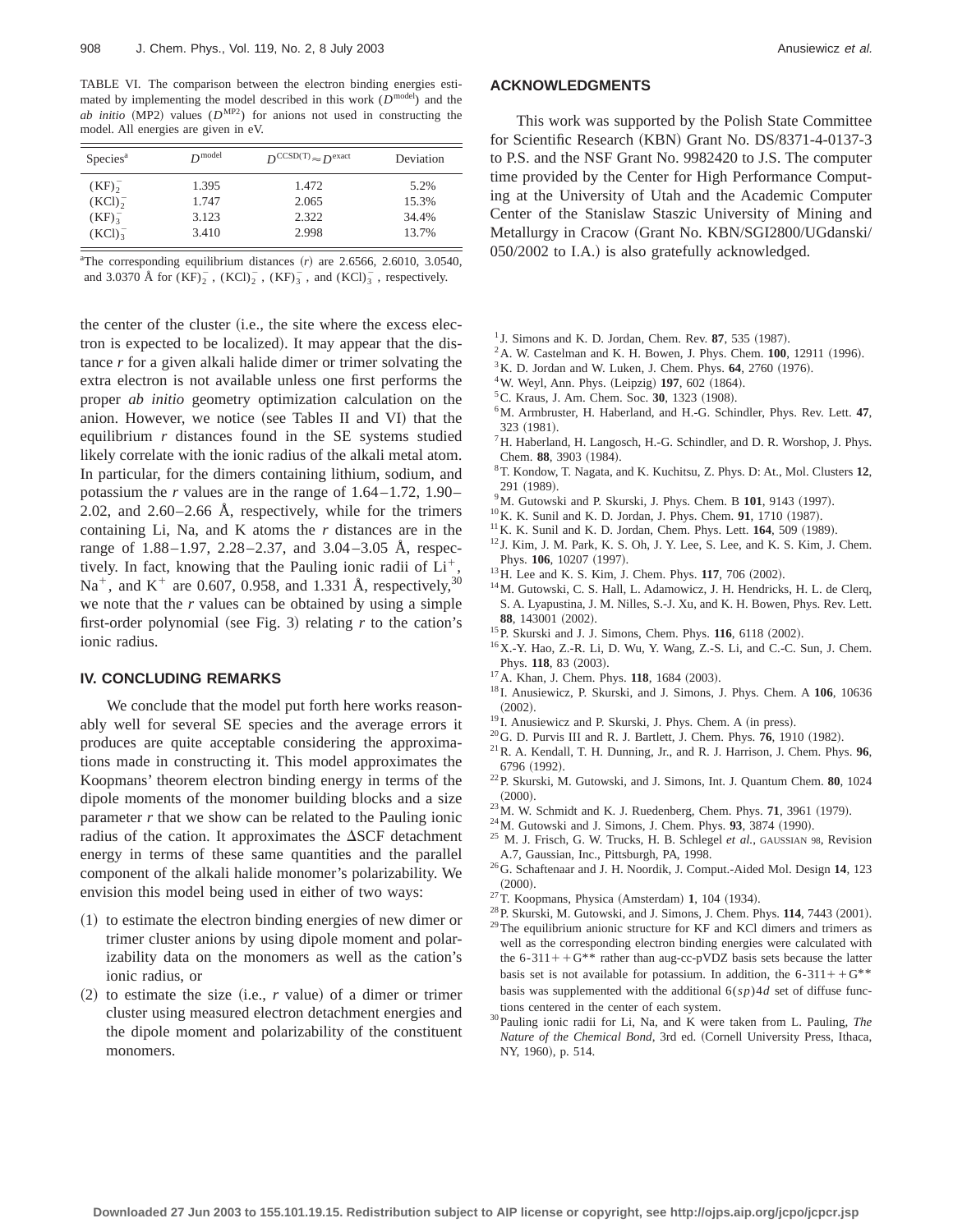TABLE VI. The comparison between the electron binding energies estimated by implementing the model described in this work ($D^{\text{model}}$) and the *ab initio* (MP2) values ($D^{\text{MP2}}$) for anions not used in constructing the model. All energies are given in eV.

| Species[a] | $D^{\text{model}}$ | $D^{\text{CCSD(T)}} \approx D^{\text{exact}}$ | Deviation |
|---|---|---|---|
| $(\text{KF})_2^-$ | 1.395 | 1.472 | 5.2% |
| $(\text{KCl})_2^-$ | 1.747 | 2.065 | 15.3% |
| $(\text{KF})_3^-$ | 3.123 | 2.322 | 34.4% |
| $(\text{KCl})_3^-$ | 3.410 | 2.998 | 13.7% |

[a]The corresponding equilibrium distances ($r$) are 2.6566, 2.6010, 3.0540, and 3.0370 Å for $(\text{KF})_2^-$, $(\text{KCl})_2^-$, $(\text{KF})_3^-$, and $(\text{KCl})_3^-$, respectively.

the center of the cluster (i.e., the site where the excess electron is expected to be localized). It may appear that the distance $r$ for a given alkali halide dimer or trimer solvating the extra electron is not available unless one first performs the proper *ab initio* geometry optimization calculation on the anion. However, we notice (see Tables II and VI) that the equilibrium $r$ distances found in the SE systems studied likely correlate with the ionic radius of the alkali metal atom. In particular, for the dimers containing lithium, sodium, and potassium the $r$ values are in the range of 1.64–1.72, 1.90–2.02, and 2.60–2.66 Å, respectively, while for the trimers containing Li, Na, and K atoms the $r$ distances are in the range of 1.88–1.97, 2.28–2.37, and 3.04–3.05 Å, respectively. In fact, knowing that the Pauling ionic radii of $\text{Li}^+$, $\text{Na}^+$, and $\text{K}^+$ are 0.607, 0.958, and 1.331 Å, respectively,[30] we note that the $r$ values can be obtained by using a simple first-order polynomial (see Fig. 3) relating $r$ to the cation's ionic radius.

## IV. CONCLUDING REMARKS

We conclude that the model put forth here works reasonably well for several SE species and the average errors it produces are quite acceptable considering the approximations made in constructing it. This model approximates the Koopmans' theorem electron binding energy in terms of the dipole moments of the monomer building blocks and a size parameter $r$ that we show can be related to the Pauling ionic radius of the cation. It approximates the $\Delta$SCF detachment energy in terms of these same quantities and the parallel component of the alkali halide monomer's polarizability. We envision this model being used in either of two ways:

(1) to estimate the electron binding energies of new dimer or trimer cluster anions by using dipole moment and polarizability data on the monomers as well as the cation's ionic radius, or

(2) to estimate the size (i.e., $r$ value) of a dimer or trimer cluster using measured electron detachment energies and the dipole moment and polarizability of the constituent monomers.

## ACKNOWLEDGMENTS

This work was supported by the Polish State Committee for Scientific Research (KBN) Grant No. DS/8371-4-0137-3 to P.S. and the NSF Grant No. 9982420 to J.S. The computer time provided by the Center for High Performance Computing at the University of Utah and the Academic Computer Center of the Stanislaw Staszic University of Mining and Metallurgy in Cracow (Grant No. KBN/SGI2800/UGdanski/050/2002 to I.A.) is also gratefully acknowledged.

[1] J. Simons and K. D. Jordan, Chem. Rev. **87**, 535 (1987).
[2] A. W. Castelman and K. H. Bowen, J. Phys. Chem. **100**, 12911 (1996).
[3] K. D. Jordan and W. Luken, J. Chem. Phys. **64**, 2760 (1976).
[4] W. Weyl, Ann. Phys. (Leipzig) **197**, 602 (1864).
[5] C. Kraus, J. Am. Chem. Soc. **30**, 1323 (1908).
[6] M. Armbruster, H. Haberland, and H.-G. Schindler, Phys. Rev. Lett. **47**, 323 (1981).
[7] H. Haberland, H. Langosch, H.-G. Schindler, and D. R. Worshop, J. Phys. Chem. **88**, 3903 (1984).
[8] T. Kondow, T. Nagata, and K. Kuchitsu, Z. Phys. D: At., Mol. Clusters **12**, 291 (1989).
[9] M. Gutowski and P. Skurski, J. Phys. Chem. B **101**, 9143 (1997).
[10] K. K. Sunil and K. D. Jordan, J. Phys. Chem. **91**, 1710 (1987).
[11] K. K. Sunil and K. D. Jordan, Chem. Phys. Lett. **164**, 509 (1989).
[12] J. Kim, J. M. Park, K. S. Oh, J. Y. Lee, S. Lee, and K. S. Kim, J. Chem. Phys. **106**, 10207 (1997).
[13] H. Lee and K. S. Kim, J. Chem. Phys. **117**, 706 (2002).
[14] M. Gutowski, C. S. Hall, L. Adamowicz, J. H. Hendricks, H. L. de Clerq, S. A. Lyapustina, J. M. Nilles, S.-J. Xu, and K. H. Bowen, Phys. Rev. Lett. **88**, 143001 (2002).
[15] P. Skurski and J. J. Simons, Chem. Phys. **116**, 6118 (2002).
[16] X.-Y. Hao, Z.-R. Li, D. Wu, Y. Wang, Z.-S. Li, and C.-C. Sun, J. Chem. Phys. **118**, 83 (2003).
[17] A. Khan, J. Chem. Phys. **118**, 1684 (2003).
[18] I. Anusiewicz, P. Skurski, and J. Simons, J. Phys. Chem. A **106**, 10636 (2002).
[19] I. Anusiewicz and P. Skurski, J. Phys. Chem. A (in press).
[20] G. D. Purvis III and R. J. Bartlett, J. Chem. Phys. **76**, 1910 (1982).
[21] R. A. Kendall, T. H. Dunning, Jr., and R. J. Harrison, J. Chem. Phys. **96**, 6796 (1992).
[22] P. Skurski, M. Gutowski, and J. Simons, Int. J. Quantum Chem. **80**, 1024 (2000).
[23] M. W. Schmidt and K. J. Ruedenberg, Chem. Phys. **71**, 3961 (1979).
[24] M. Gutowski and J. Simons, J. Chem. Phys. **93**, 3874 (1990).
[25] M. J. Frisch, G. W. Trucks, H. B. Schlegel *et al.*, GAUSSIAN 98, Revision A.7, Gaussian, Inc., Pittsburgh, PA, 1998.
[26] G. Schaftenaar and J. H. Noordik, J. Comput.-Aided Mol. Design **14**, 123 (2000).
[27] T. Koopmans, Physica (Amsterdam) **1**, 104 (1934).
[28] P. Skurski, M. Gutowski, and J. Simons, J. Chem. Phys. **114**, 7443 (2001).
[29] The equilibrium anionic structure for KF and KCl dimers and trimers as well as the corresponding electron binding energies were calculated with the 6-311++G** rather than aug-cc-pVDZ basis sets because the latter basis set is not available for potassium. In addition, the 6-311++G** basis was supplemented with the additional $6(sp)4d$ set of diffuse functions centered in the center of each system.
[30] Pauling ionic radii for Li, Na, and K were taken from L. Pauling, *The Nature of the Chemical Bond*, 3rd ed. (Cornell University Press, Ithaca, NY, 1960), p. 514.